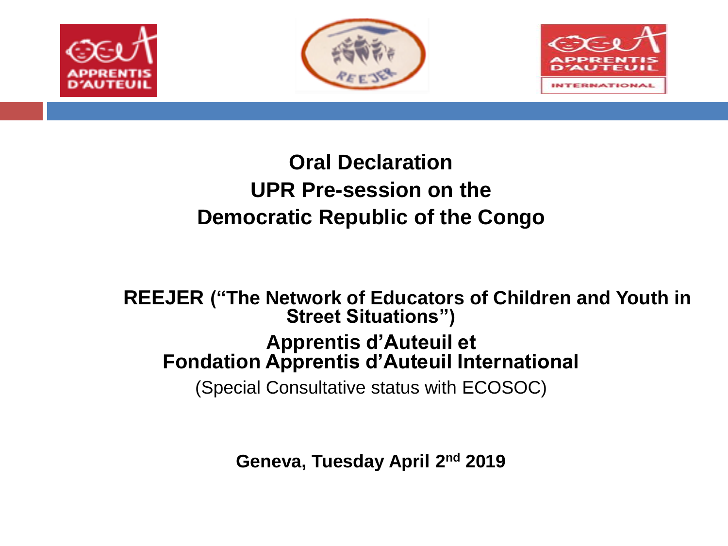# Oral Declaration
# UPR Pre-session on the
# Democratic Republic of the Congo

**REEJER ("The Network of Educators of Children and Youth in Street Situations")**

**Apprentis d'Auteuil et**
**Fondation Apprentis d'Auteuil International**

(Special Consultative status with ECOSOC)

**Geneva, Tuesday April 2nd 2019**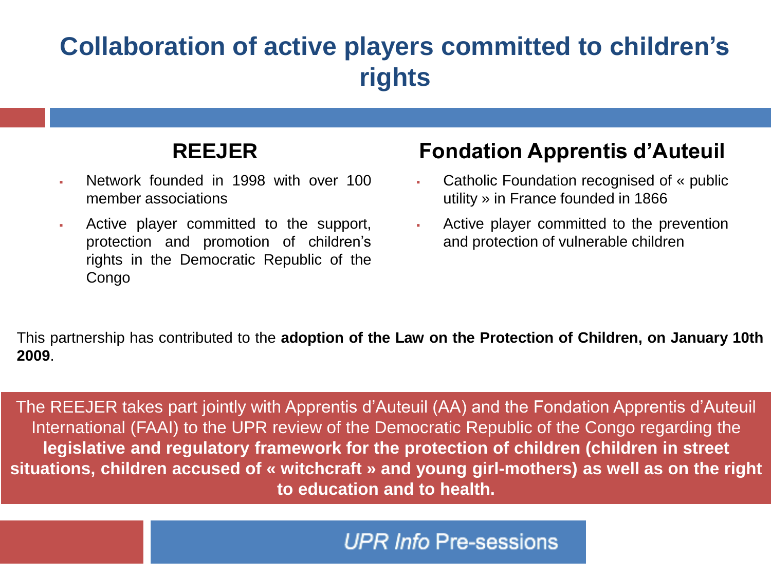# Collaboration of active players committed to children's rights

## REEJER

- Network founded in 1998 with over 100 member associations
- Active player committed to the support, protection and promotion of children's rights in the Democratic Republic of the Congo

## Fondation Apprentis d'Auteuil

- Catholic Foundation recognised of « public utility » in France founded in 1866
- Active player committed to the prevention and protection of vulnerable children

This partnership has contributed to the **adoption of the Law on the Protection of Children, on January 10th 2009**.

The REEJER takes part jointly with Apprentis d'Auteuil (AA) and the Fondation Apprentis d'Auteuil International (FAAI) to the UPR review of the Democratic Republic of the Congo regarding the **legislative and regulatory framework for the protection of children (children in street situations, children accused of « witchcraft » and young girl-mothers) as well as on the right to education and to health.**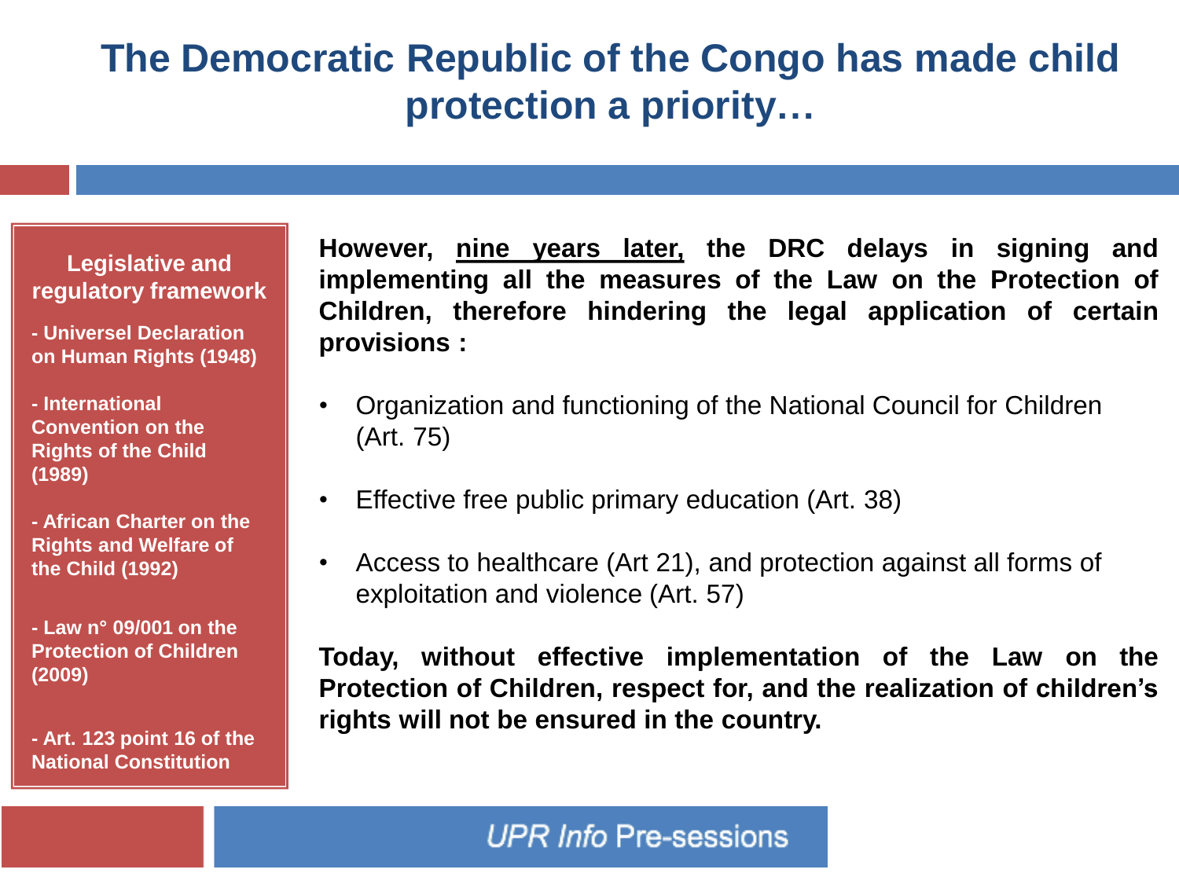# The Democratic Republic of the Congo has made child protection a priority…

**Legislative and regulatory framework**

**- Universel Declaration on Human Rights (1948)**

**- International Convention on the Rights of the Child (1989)**

**- African Charter on the Rights and Welfare of the Child (1992)**

**- Law n° 09/001 on the Protection of Children (2009)**

**- Art. 123 point 16 of the National Constitution**

**However, <u>nine years later,</u> the DRC delays in signing and implementing all the measures of the Law on the Protection of Children, therefore hindering the legal application of certain provisions :**

- Organization and functioning of the National Council for Children (Art. 75)
- Effective free public primary education (Art. 38)
- Access to healthcare (Art 21), and protection against all forms of exploitation and violence (Art. 57)

**Today, without effective implementation of the Law on the Protection of Children, respect for, and the realization of children's rights will not be ensured in the country.**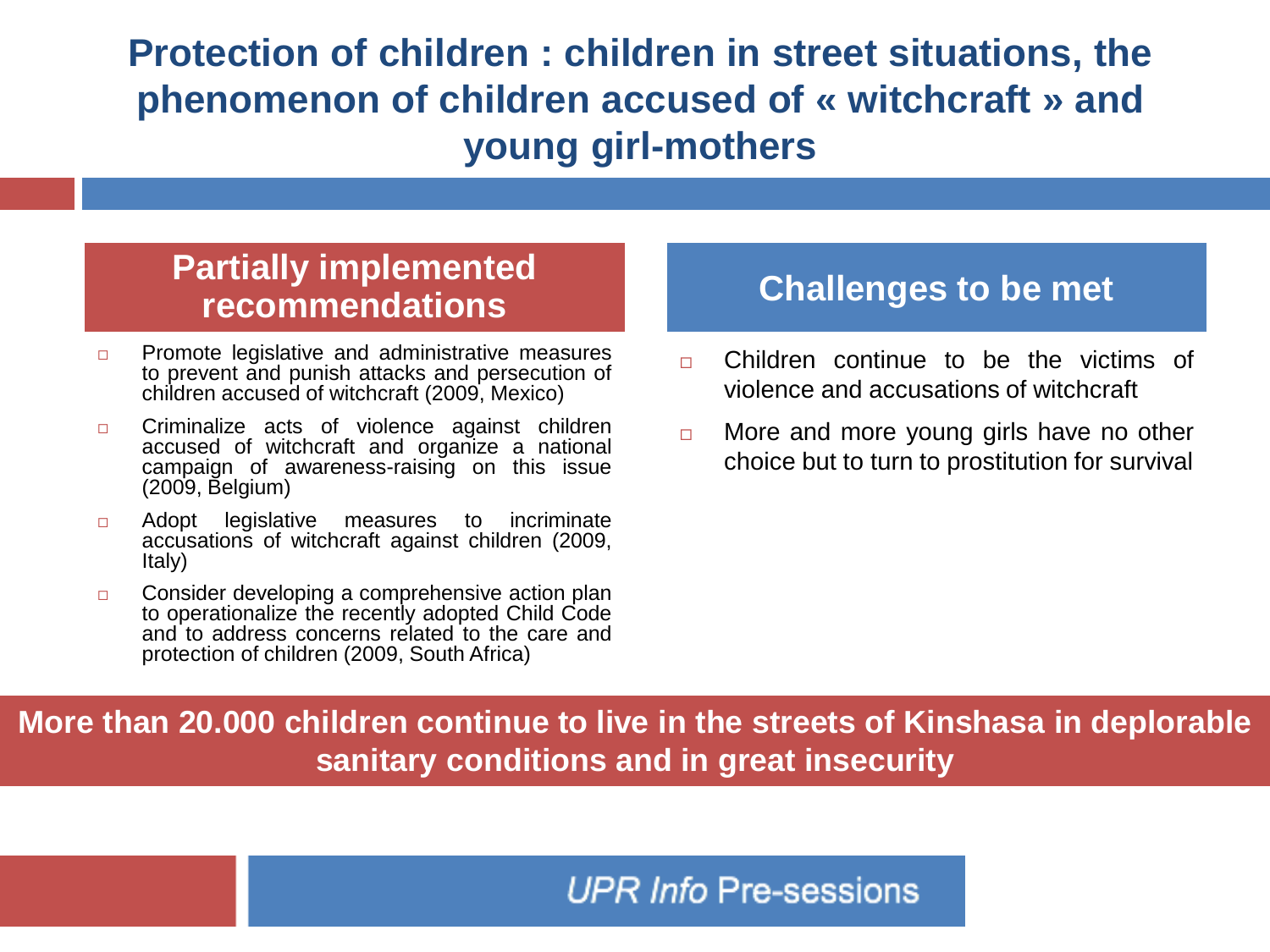# Protection of children : children in street situations, the phenomenon of children accused of « witchcraft » and young girl-mothers

## Partially implemented recommendations

- Promote legislative and administrative measures to prevent and punish attacks and persecution of children accused of witchcraft (2009, Mexico)
- Criminalize acts of violence against children accused of witchcraft and organize a national campaign of awareness-raising on this issue (2009, Belgium)
- Adopt legislative measures to incriminate accusations of witchcraft against children (2009, Italy)
- Consider developing a comprehensive action plan to operationalize the recently adopted Child Code and to address concerns related to the care and protection of children (2009, South Africa)

## Challenges to be met

- Children continue to be the victims of violence and accusations of witchcraft
- More and more young girls have no other choice but to turn to prostitution for survival

**More than 20.000 children continue to live in the streets of Kinshasa in deplorable sanitary conditions and in great insecurity**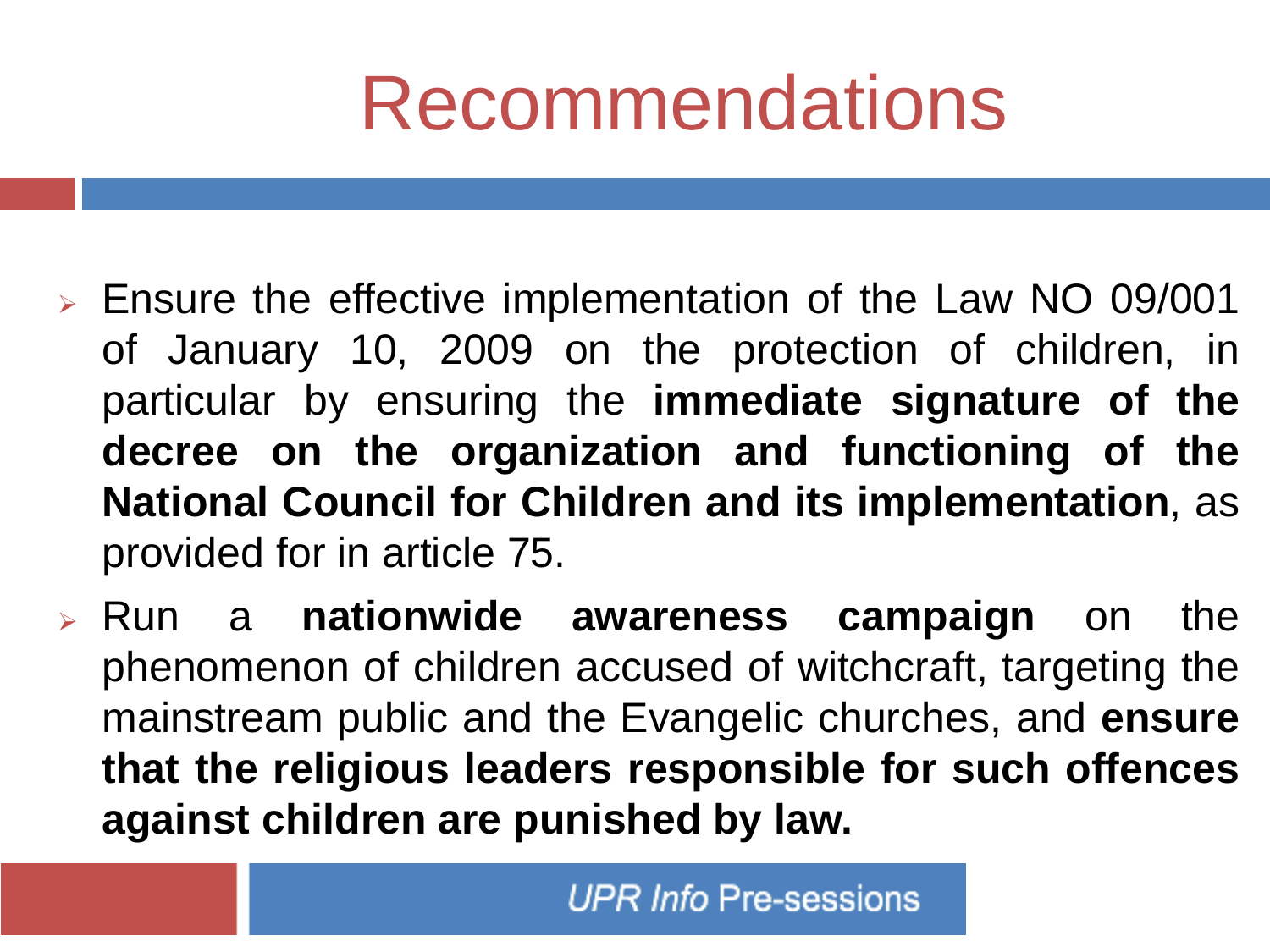# Recommendations

- Ensure the effective implementation of the Law NO 09/001 of January 10, 2009 on the protection of children, in particular by ensuring the **immediate signature of the decree on the organization and functioning of the National Council for Children and its implementation**, as provided for in article 75.
- Run a **nationwide awareness campaign** on the phenomenon of children accused of witchcraft, targeting the mainstream public and the Evangelic churches, and **ensure that the religious leaders responsible for such offences against children are punished by law.**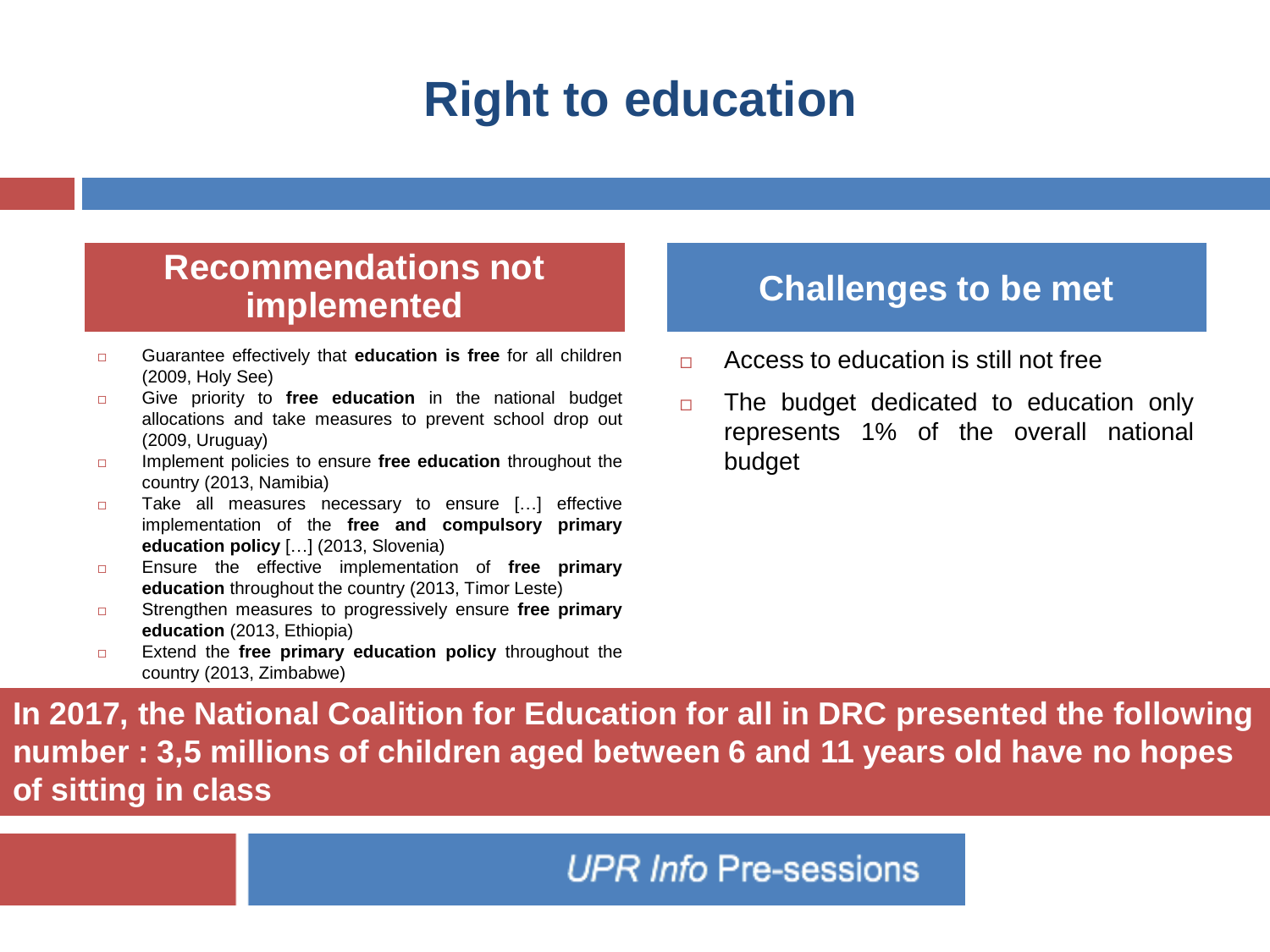# Right to education

## Recommendations not implemented

- Guarantee effectively that **education is free** for all children (2009, Holy See)
- Give priority to **free education** in the national budget allocations and take measures to prevent school drop out (2009, Uruguay)
- Implement policies to ensure **free education** throughout the country (2013, Namibia)
- Take all measures necessary to ensure […] effective implementation of the **free and compulsory primary education policy** […] (2013, Slovenia)
- Ensure the effective implementation of **free primary education** throughout the country (2013, Timor Leste)
- Strengthen measures to progressively ensure **free primary education** (2013, Ethiopia)
- Extend the **free primary education policy** throughout the country (2013, Zimbabwe)

## Challenges to be met

- Access to education is still not free
- The budget dedicated to education only represents 1% of the overall national budget

**In 2017, the National Coalition for Education for all in DRC presented the following number : 3,5 millions of children aged between 6 and 11 years old have no hopes of sitting in class**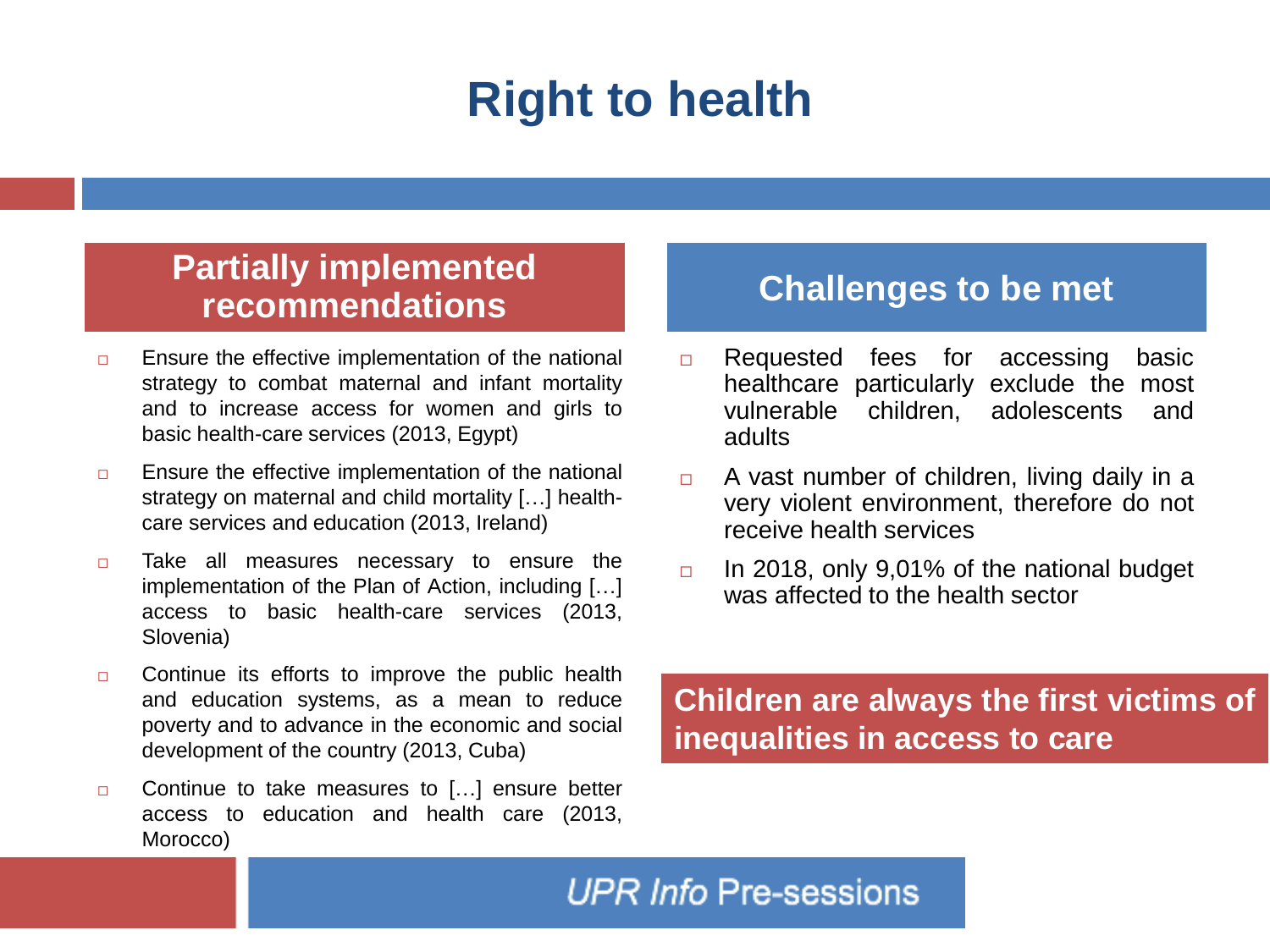# Right to health

## Partially implemented recommendations

- Ensure the effective implementation of the national strategy to combat maternal and infant mortality and to increase access for women and girls to basic health-care services (2013, Egypt)
- Ensure the effective implementation of the national strategy on maternal and child mortality […] health-care services and education (2013, Ireland)
- Take all measures necessary to ensure the implementation of the Plan of Action, including […] access to basic health-care services (2013, Slovenia)
- Continue its efforts to improve the public health and education systems, as a mean to reduce poverty and to advance in the economic and social development of the country (2013, Cuba)
- Continue to take measures to […] ensure better access to education and health care (2013, Morocco)

## Challenges to be met

- Requested fees for accessing basic healthcare particularly exclude the most vulnerable children, adolescents and adults
- A vast number of children, living daily in a very violent environment, therefore do not receive health services
- In 2018, only 9,01% of the national budget was affected to the health sector

**Children are always the first victims of inequalities in access to care**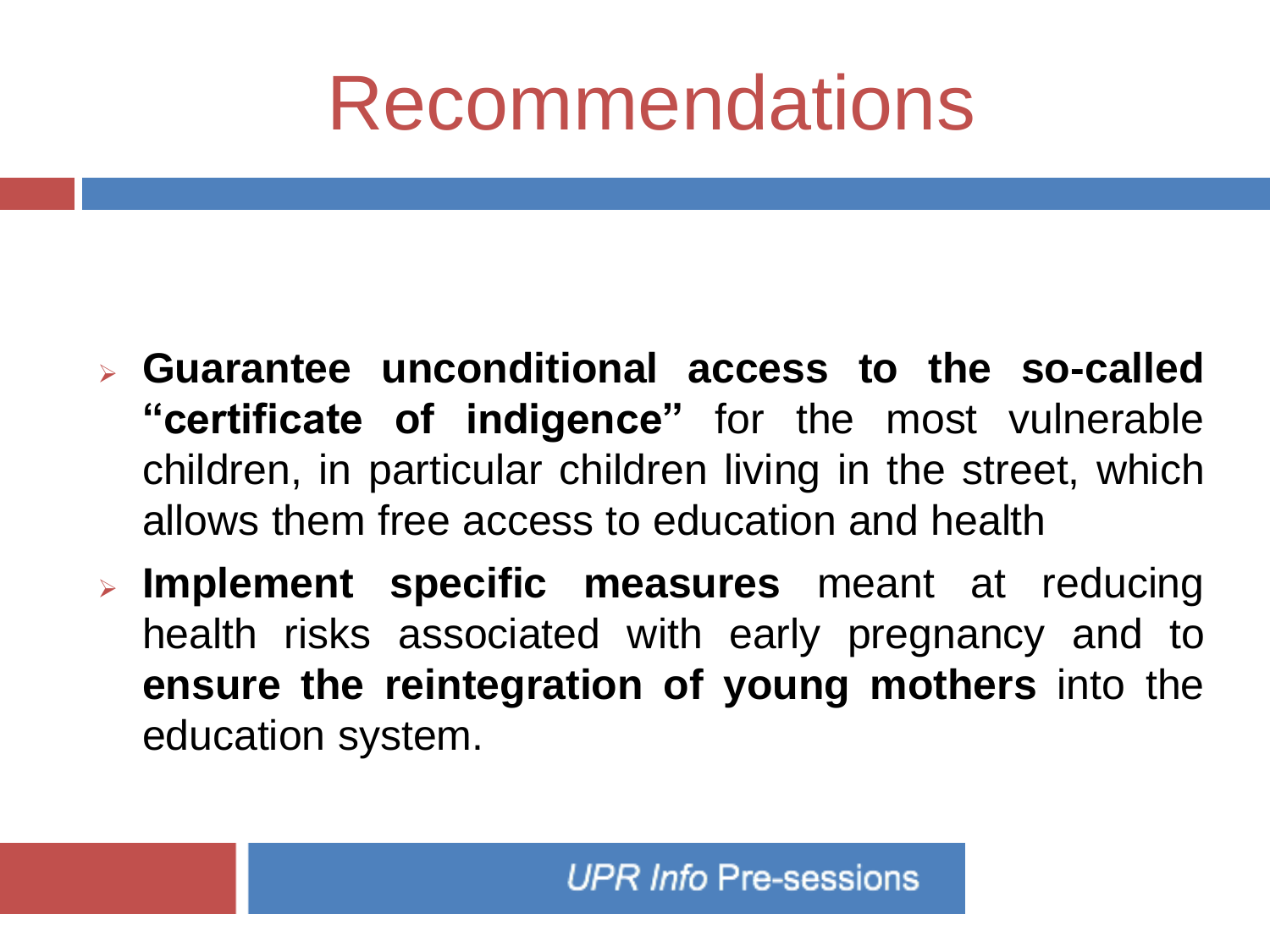# Recommendations

- **Guarantee unconditional access to the so-called "certificate of indigence"** for the most vulnerable children, in particular children living in the street, which allows them free access to education and health
- **Implement specific measures** meant at reducing health risks associated with early pregnancy and to **ensure the reintegration of young mothers** into the education system.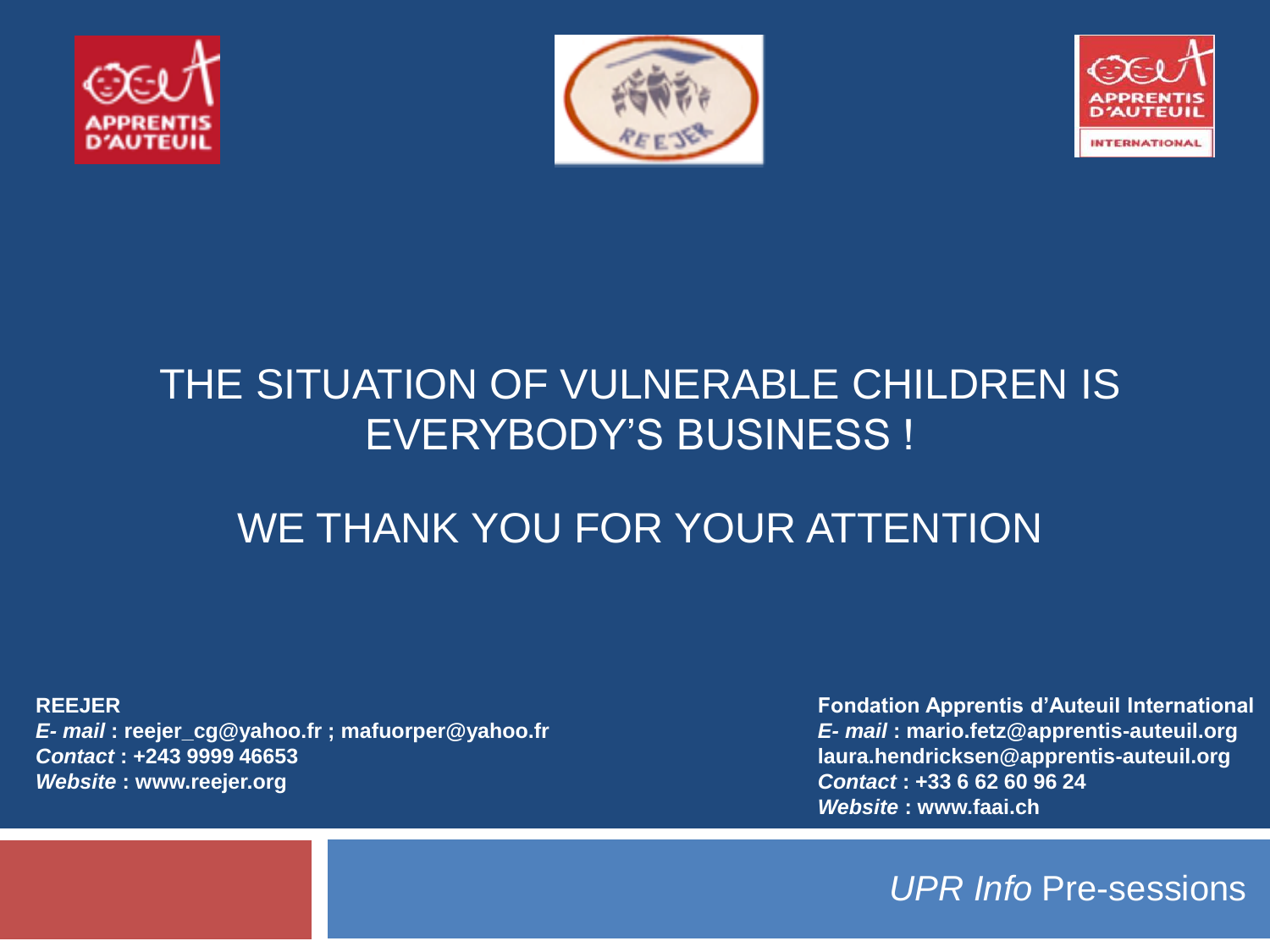# THE SITUATION OF VULNERABLE CHILDREN IS EVERYBODY'S BUSINESS !

## WE THANK YOU FOR YOUR ATTENTION

**REEJER**
***E- mail*** **: reejer_cg@yahoo.fr ; mafuorper@yahoo.fr**
***Contact*** **: +243 9999 46653**
***Website*** **: www.reejer.org**

**Fondation Apprentis d'Auteuil International**
***E- mail*** **: mario.fetz@apprentis-auteuil.org**
**laura.hendricksen@apprentis-auteuil.org**
***Contact*** **: +33 6 62 60 96 24**
***Website*** **: www.faai.ch**

*UPR Info* Pre-sessions